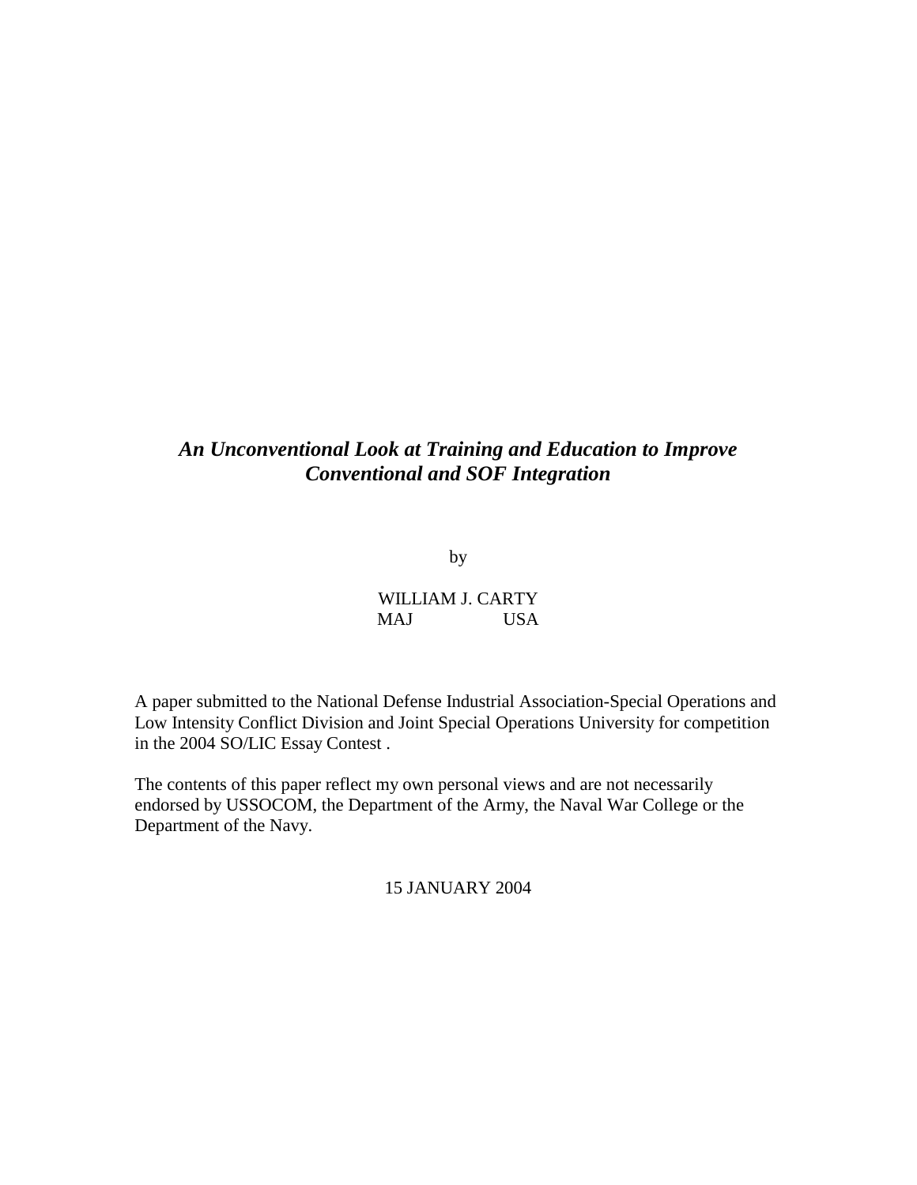***An Unconventional Look at Training and Education to Improve Conventional and SOF Integration***

by

WILLIAM J. CARTY
MAJ USA

A paper submitted to the National Defense Industrial Association-Special Operations and Low Intensity Conflict Division and Joint Special Operations University for competition in the 2004 SO/LIC Essay Contest .

The contents of this paper reflect my own personal views and are not necessarily endorsed by USSOCOM, the Department of the Army, the Naval War College or the Department of the Navy.

15 JANUARY 2004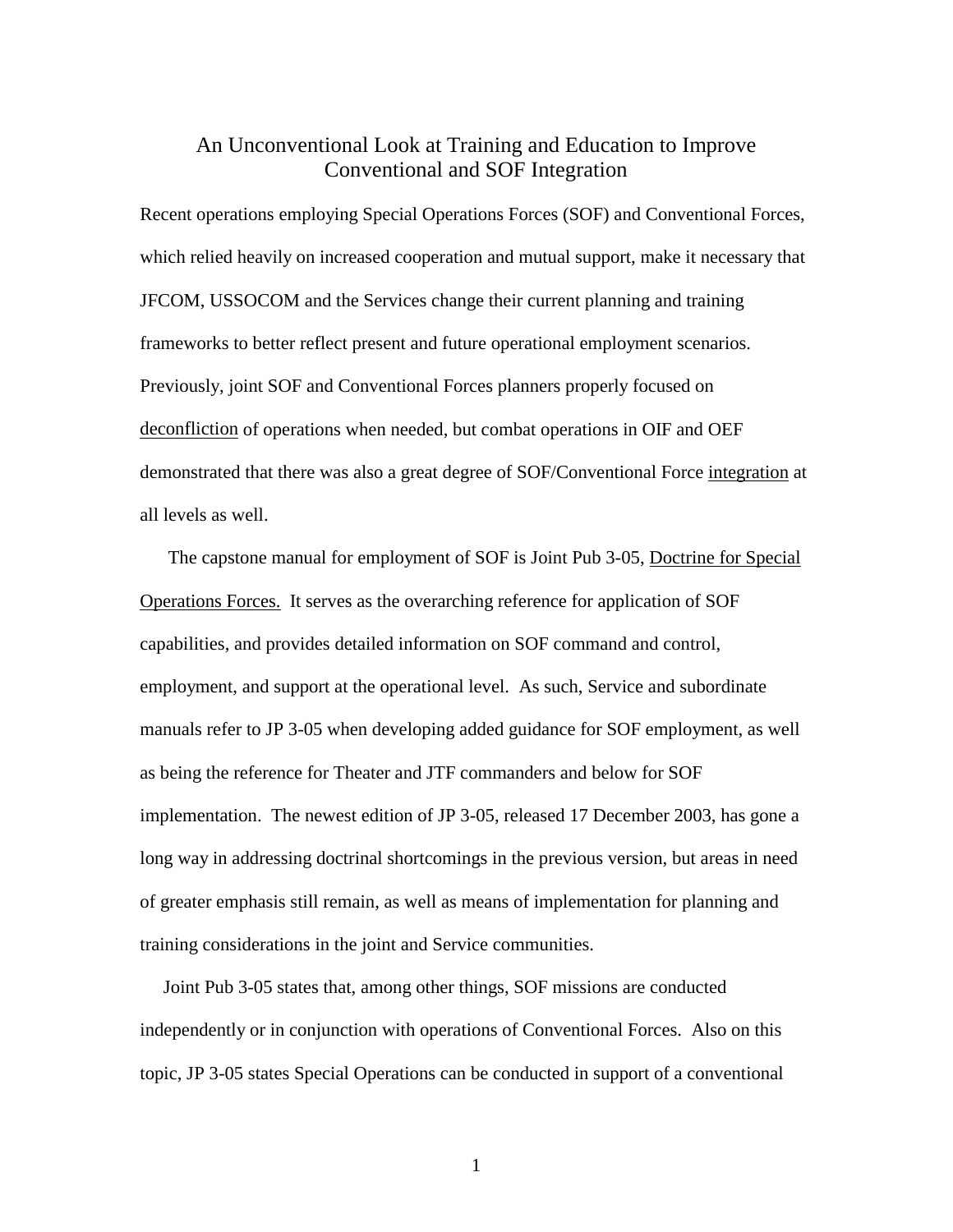# An Unconventional Look at Training and Education to Improve Conventional and SOF Integration

Recent operations employing Special Operations Forces (SOF) and Conventional Forces, which relied heavily on increased cooperation and mutual support, make it necessary that JFCOM, USSOCOM and the Services change their current planning and training frameworks to better reflect present and future operational employment scenarios. Previously, joint SOF and Conventional Forces planners properly focused on <u>deconfliction</u> of operations when needed, but combat operations in OIF and OEF demonstrated that there was also a great degree of SOF/Conventional Force <u>integration</u> at all levels as well.

The capstone manual for employment of SOF is Joint Pub 3-05, <u>Doctrine for Special Operations Forces.</u> It serves as the overarching reference for application of SOF capabilities, and provides detailed information on SOF command and control, employment, and support at the operational level. As such, Service and subordinate manuals refer to JP 3-05 when developing added guidance for SOF employment, as well as being the reference for Theater and JTF commanders and below for SOF implementation. The newest edition of JP 3-05, released 17 December 2003, has gone a long way in addressing doctrinal shortcomings in the previous version, but areas in need of greater emphasis still remain, as well as means of implementation for planning and training considerations in the joint and Service communities.

Joint Pub 3-05 states that, among other things, SOF missions are conducted independently or in conjunction with operations of Conventional Forces. Also on this topic, JP 3-05 states Special Operations can be conducted in support of a conventional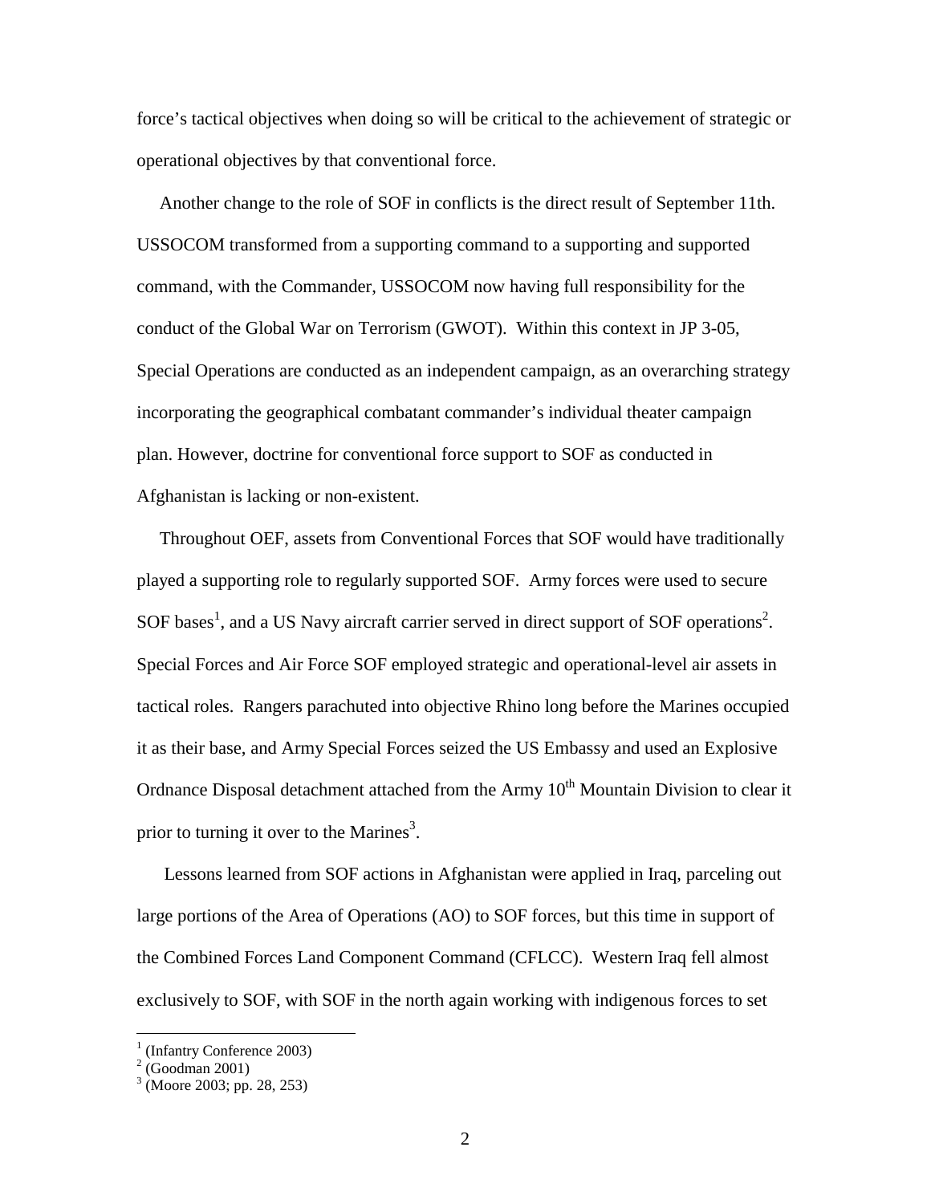force's tactical objectives when doing so will be critical to the achievement of strategic or operational objectives by that conventional force.

Another change to the role of SOF in conflicts is the direct result of September 11th. USSOCOM transformed from a supporting command to a supporting and supported command, with the Commander, USSOCOM now having full responsibility for the conduct of the Global War on Terrorism (GWOT). Within this context in JP 3-05, Special Operations are conducted as an independent campaign, as an overarching strategy incorporating the geographical combatant commander's individual theater campaign plan. However, doctrine for conventional force support to SOF as conducted in Afghanistan is lacking or non-existent.

Throughout OEF, assets from Conventional Forces that SOF would have traditionally played a supporting role to regularly supported SOF. Army forces were used to secure SOF bases[1], and a US Navy aircraft carrier served in direct support of SOF operations[2]. Special Forces and Air Force SOF employed strategic and operational-level air assets in tactical roles. Rangers parachuted into objective Rhino long before the Marines occupied it as their base, and Army Special Forces seized the US Embassy and used an Explosive Ordnance Disposal detachment attached from the Army 10th Mountain Division to clear it prior to turning it over to the Marines[3].

Lessons learned from SOF actions in Afghanistan were applied in Iraq, parceling out large portions of the Area of Operations (AO) to SOF forces, but this time in support of the Combined Forces Land Component Command (CFLCC). Western Iraq fell almost exclusively to SOF, with SOF in the north again working with indigenous forces to set

---

[1] (Infantry Conference 2003)

[2] (Goodman 2001)

[3] (Moore 2003; pp. 28, 253)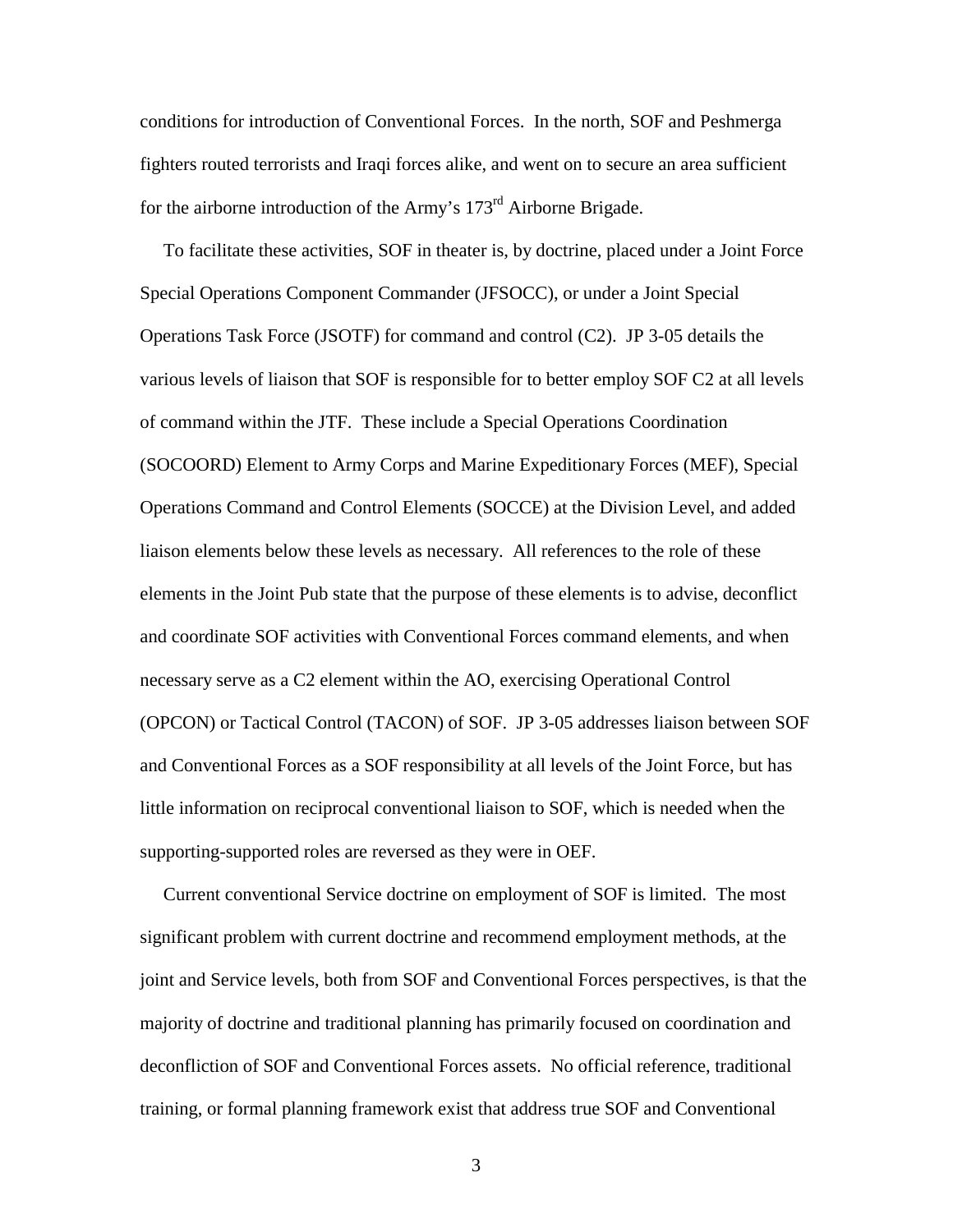conditions for introduction of Conventional Forces. In the north, SOF and Peshmerga fighters routed terrorists and Iraqi forces alike, and went on to secure an area sufficient for the airborne introduction of the Army's 173rd Airborne Brigade.

To facilitate these activities, SOF in theater is, by doctrine, placed under a Joint Force Special Operations Component Commander (JFSOCC), or under a Joint Special Operations Task Force (JSOTF) for command and control (C2). JP 3-05 details the various levels of liaison that SOF is responsible for to better employ SOF C2 at all levels of command within the JTF. These include a Special Operations Coordination (SOCOORD) Element to Army Corps and Marine Expeditionary Forces (MEF), Special Operations Command and Control Elements (SOCCE) at the Division Level, and added liaison elements below these levels as necessary. All references to the role of these elements in the Joint Pub state that the purpose of these elements is to advise, deconflict and coordinate SOF activities with Conventional Forces command elements, and when necessary serve as a C2 element within the AO, exercising Operational Control (OPCON) or Tactical Control (TACON) of SOF. JP 3-05 addresses liaison between SOF and Conventional Forces as a SOF responsibility at all levels of the Joint Force, but has little information on reciprocal conventional liaison to SOF, which is needed when the supporting-supported roles are reversed as they were in OEF.

Current conventional Service doctrine on employment of SOF is limited. The most significant problem with current doctrine and recommend employment methods, at the joint and Service levels, both from SOF and Conventional Forces perspectives, is that the majority of doctrine and traditional planning has primarily focused on coordination and deconfliction of SOF and Conventional Forces assets. No official reference, traditional training, or formal planning framework exist that address true SOF and Conventional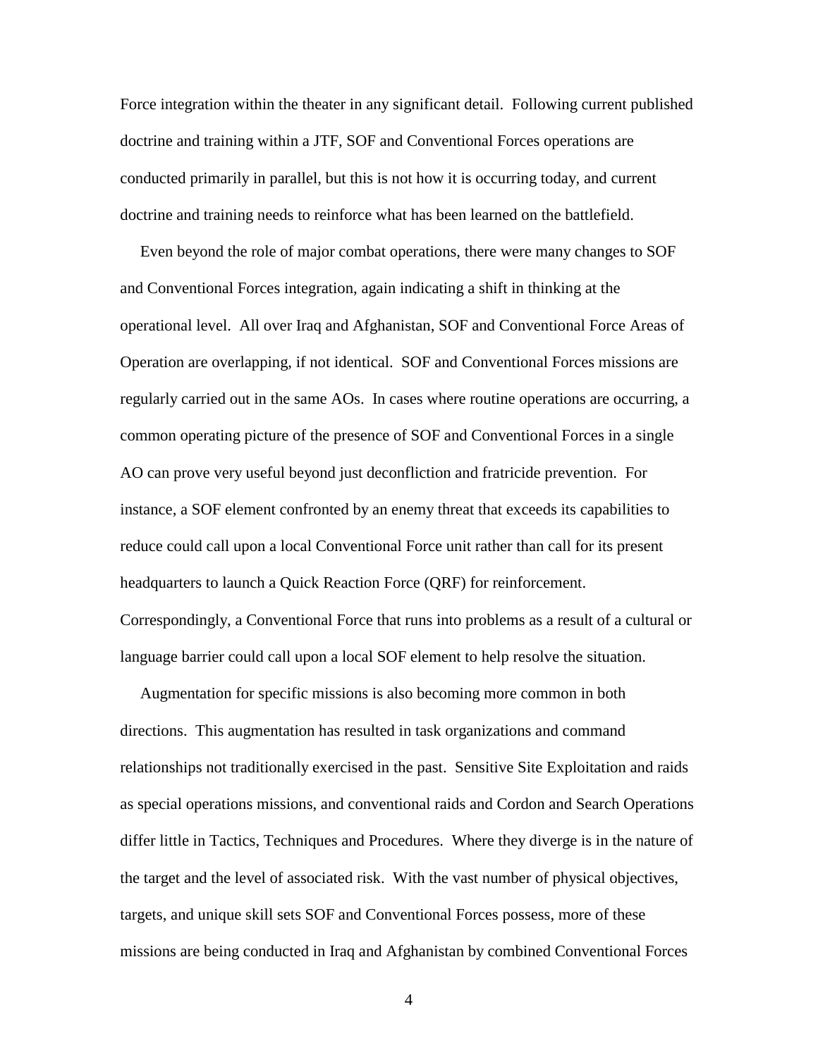Force integration within the theater in any significant detail. Following current published doctrine and training within a JTF, SOF and Conventional Forces operations are conducted primarily in parallel, but this is not how it is occurring today, and current doctrine and training needs to reinforce what has been learned on the battlefield.

Even beyond the role of major combat operations, there were many changes to SOF and Conventional Forces integration, again indicating a shift in thinking at the operational level. All over Iraq and Afghanistan, SOF and Conventional Force Areas of Operation are overlapping, if not identical. SOF and Conventional Forces missions are regularly carried out in the same AOs. In cases where routine operations are occurring, a common operating picture of the presence of SOF and Conventional Forces in a single AO can prove very useful beyond just deconfliction and fratricide prevention. For instance, a SOF element confronted by an enemy threat that exceeds its capabilities to reduce could call upon a local Conventional Force unit rather than call for its present headquarters to launch a Quick Reaction Force (QRF) for reinforcement. Correspondingly, a Conventional Force that runs into problems as a result of a cultural or language barrier could call upon a local SOF element to help resolve the situation.

Augmentation for specific missions is also becoming more common in both directions. This augmentation has resulted in task organizations and command relationships not traditionally exercised in the past. Sensitive Site Exploitation and raids as special operations missions, and conventional raids and Cordon and Search Operations differ little in Tactics, Techniques and Procedures. Where they diverge is in the nature of the target and the level of associated risk. With the vast number of physical objectives, targets, and unique skill sets SOF and Conventional Forces possess, more of these missions are being conducted in Iraq and Afghanistan by combined Conventional Forces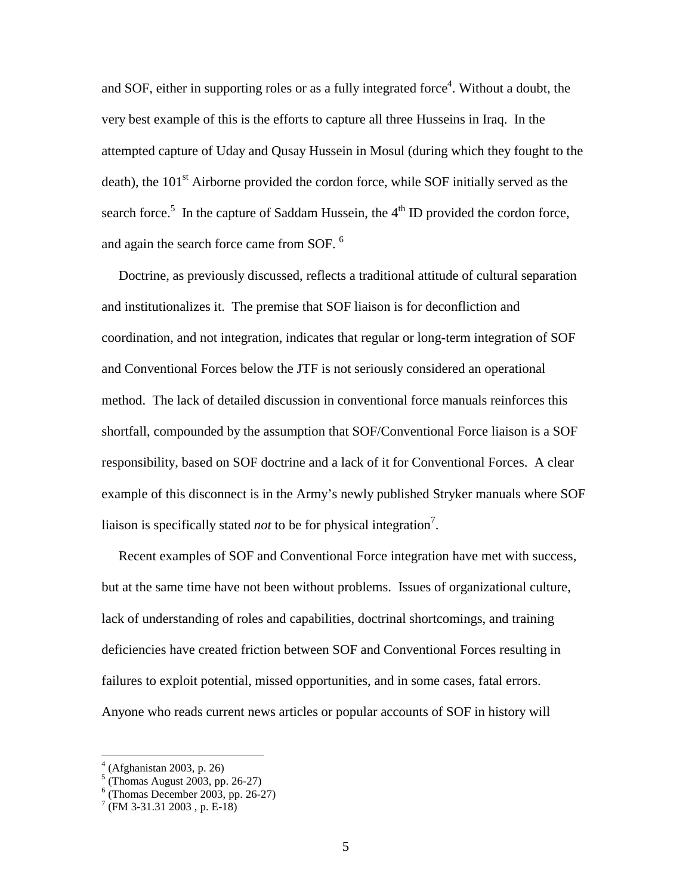and SOF, either in supporting roles or as a fully integrated force[4]. Without a doubt, the very best example of this is the efforts to capture all three Husseins in Iraq. In the attempted capture of Uday and Qusay Hussein in Mosul (during which they fought to the death), the 101st Airborne provided the cordon force, while SOF initially served as the search force.[5] In the capture of Saddam Hussein, the 4th ID provided the cordon force, and again the search force came from SOF.[6]

Doctrine, as previously discussed, reflects a traditional attitude of cultural separation and institutionalizes it. The premise that SOF liaison is for deconfliction and coordination, and not integration, indicates that regular or long-term integration of SOF and Conventional Forces below the JTF is not seriously considered an operational method. The lack of detailed discussion in conventional force manuals reinforces this shortfall, compounded by the assumption that SOF/Conventional Force liaison is a SOF responsibility, based on SOF doctrine and a lack of it for Conventional Forces. A clear example of this disconnect is in the Army's newly published Stryker manuals where SOF liaison is specifically stated *not* to be for physical integration[7].

Recent examples of SOF and Conventional Force integration have met with success, but at the same time have not been without problems. Issues of organizational culture, lack of understanding of roles and capabilities, doctrinal shortcomings, and training deficiencies have created friction between SOF and Conventional Forces resulting in failures to exploit potential, missed opportunities, and in some cases, fatal errors. Anyone who reads current news articles or popular accounts of SOF in history will

---

[4] (Afghanistan 2003, p. 26)
[5] (Thomas August 2003, pp. 26-27)
[6] (Thomas December 2003, pp. 26-27)
[7] (FM 3-31.31 2003 , p. E-18)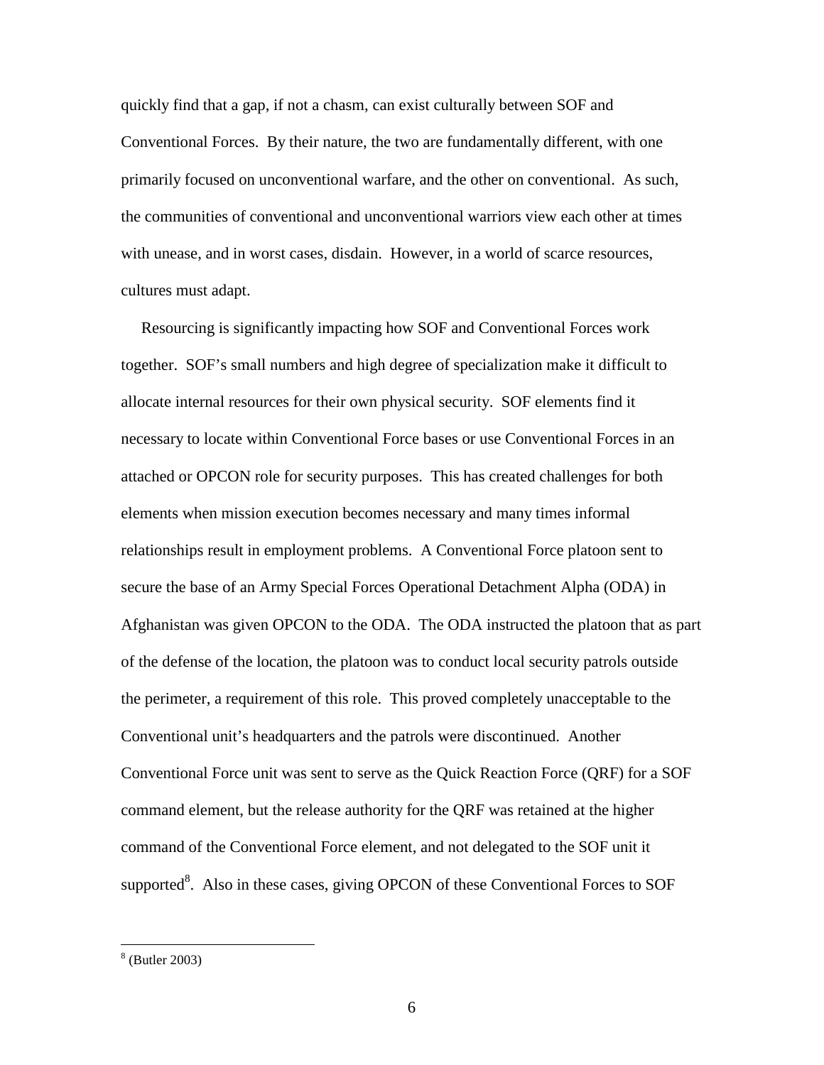quickly find that a gap, if not a chasm, can exist culturally between SOF and Conventional Forces. By their nature, the two are fundamentally different, with one primarily focused on unconventional warfare, and the other on conventional. As such, the communities of conventional and unconventional warriors view each other at times with unease, and in worst cases, disdain. However, in a world of scarce resources, cultures must adapt.

Resourcing is significantly impacting how SOF and Conventional Forces work together. SOF's small numbers and high degree of specialization make it difficult to allocate internal resources for their own physical security. SOF elements find it necessary to locate within Conventional Force bases or use Conventional Forces in an attached or OPCON role for security purposes. This has created challenges for both elements when mission execution becomes necessary and many times informal relationships result in employment problems. A Conventional Force platoon sent to secure the base of an Army Special Forces Operational Detachment Alpha (ODA) in Afghanistan was given OPCON to the ODA. The ODA instructed the platoon that as part of the defense of the location, the platoon was to conduct local security patrols outside the perimeter, a requirement of this role. This proved completely unacceptable to the Conventional unit's headquarters and the patrols were discontinued. Another Conventional Force unit was sent to serve as the Quick Reaction Force (QRF) for a SOF command element, but the release authority for the QRF was retained at the higher command of the Conventional Force element, and not delegated to the SOF unit it supported[8]. Also in these cases, giving OPCON of these Conventional Forces to SOF

[8] (Butler 2003)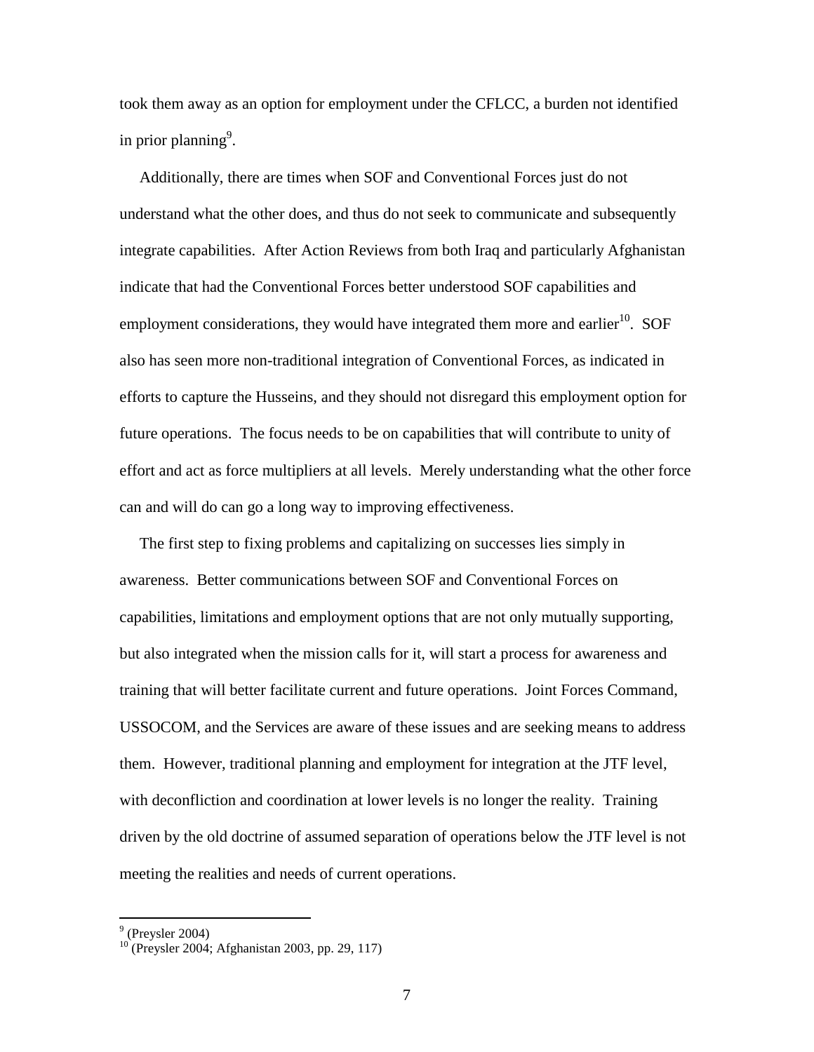took them away as an option for employment under the CFLCC, a burden not identified in prior planning[9].

Additionally, there are times when SOF and Conventional Forces just do not understand what the other does, and thus do not seek to communicate and subsequently integrate capabilities. After Action Reviews from both Iraq and particularly Afghanistan indicate that had the Conventional Forces better understood SOF capabilities and employment considerations, they would have integrated them more and earlier[10]. SOF also has seen more non-traditional integration of Conventional Forces, as indicated in efforts to capture the Husseins, and they should not disregard this employment option for future operations. The focus needs to be on capabilities that will contribute to unity of effort and act as force multipliers at all levels. Merely understanding what the other force can and will do can go a long way to improving effectiveness.

The first step to fixing problems and capitalizing on successes lies simply in awareness. Better communications between SOF and Conventional Forces on capabilities, limitations and employment options that are not only mutually supporting, but also integrated when the mission calls for it, will start a process for awareness and training that will better facilitate current and future operations. Joint Forces Command, USSOCOM, and the Services are aware of these issues and are seeking means to address them. However, traditional planning and employment for integration at the JTF level, with deconfliction and coordination at lower levels is no longer the reality. Training driven by the old doctrine of assumed separation of operations below the JTF level is not meeting the realities and needs of current operations.

[9] (Preysler 2004)

[10] (Preysler 2004; Afghanistan 2003, pp. 29, 117)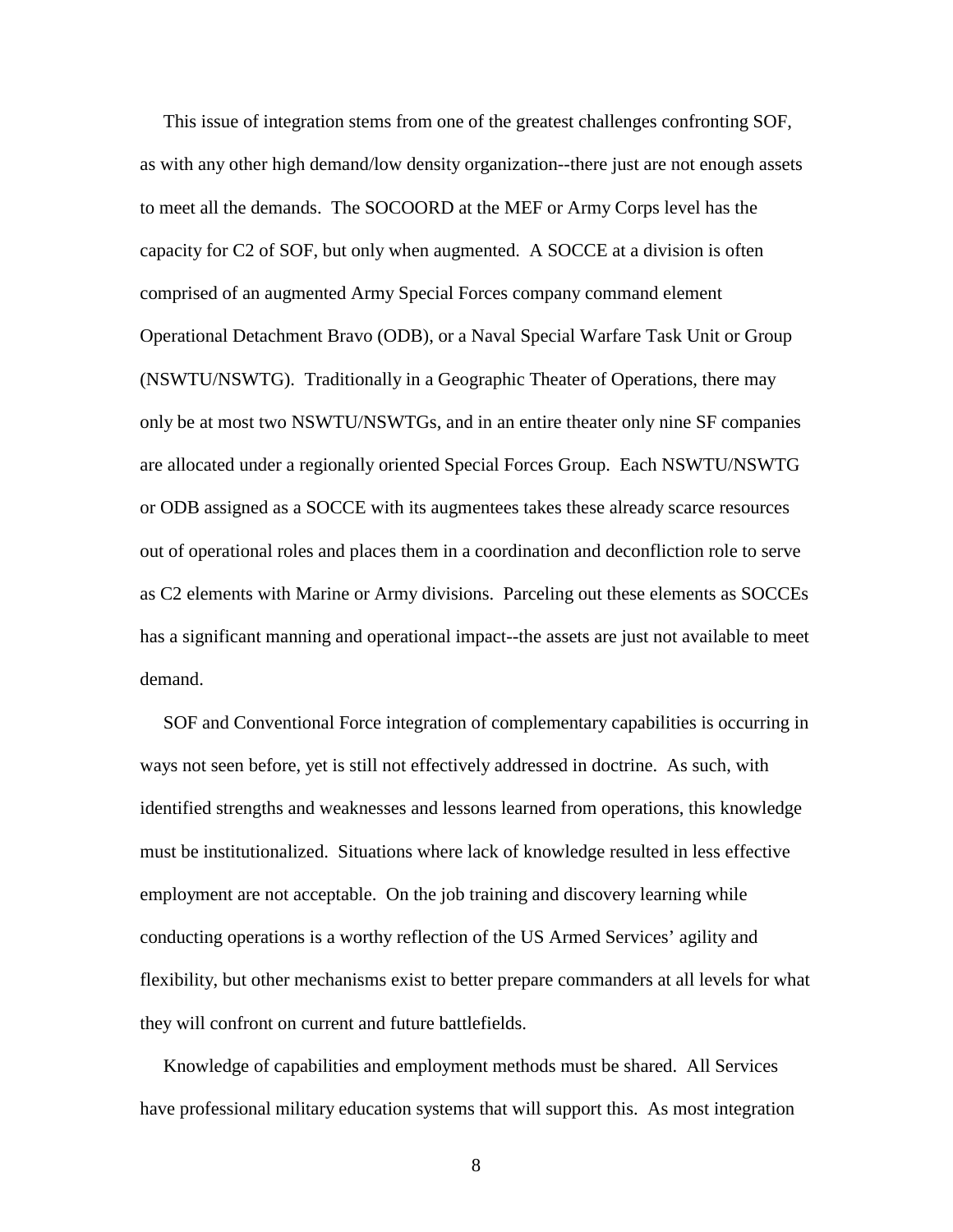This issue of integration stems from one of the greatest challenges confronting SOF, as with any other high demand/low density organization--there just are not enough assets to meet all the demands. The SOCOORD at the MEF or Army Corps level has the capacity for C2 of SOF, but only when augmented. A SOCCE at a division is often comprised of an augmented Army Special Forces company command element Operational Detachment Bravo (ODB), or a Naval Special Warfare Task Unit or Group (NSWTU/NSWTG). Traditionally in a Geographic Theater of Operations, there may only be at most two NSWTU/NSWTGs, and in an entire theater only nine SF companies are allocated under a regionally oriented Special Forces Group. Each NSWTU/NSWTG or ODB assigned as a SOCCE with its augmentees takes these already scarce resources out of operational roles and places them in a coordination and deconfliction role to serve as C2 elements with Marine or Army divisions. Parceling out these elements as SOCCEs has a significant manning and operational impact--the assets are just not available to meet demand.

SOF and Conventional Force integration of complementary capabilities is occurring in ways not seen before, yet is still not effectively addressed in doctrine. As such, with identified strengths and weaknesses and lessons learned from operations, this knowledge must be institutionalized. Situations where lack of knowledge resulted in less effective employment are not acceptable. On the job training and discovery learning while conducting operations is a worthy reflection of the US Armed Services' agility and flexibility, but other mechanisms exist to better prepare commanders at all levels for what they will confront on current and future battlefields.

Knowledge of capabilities and employment methods must be shared. All Services have professional military education systems that will support this. As most integration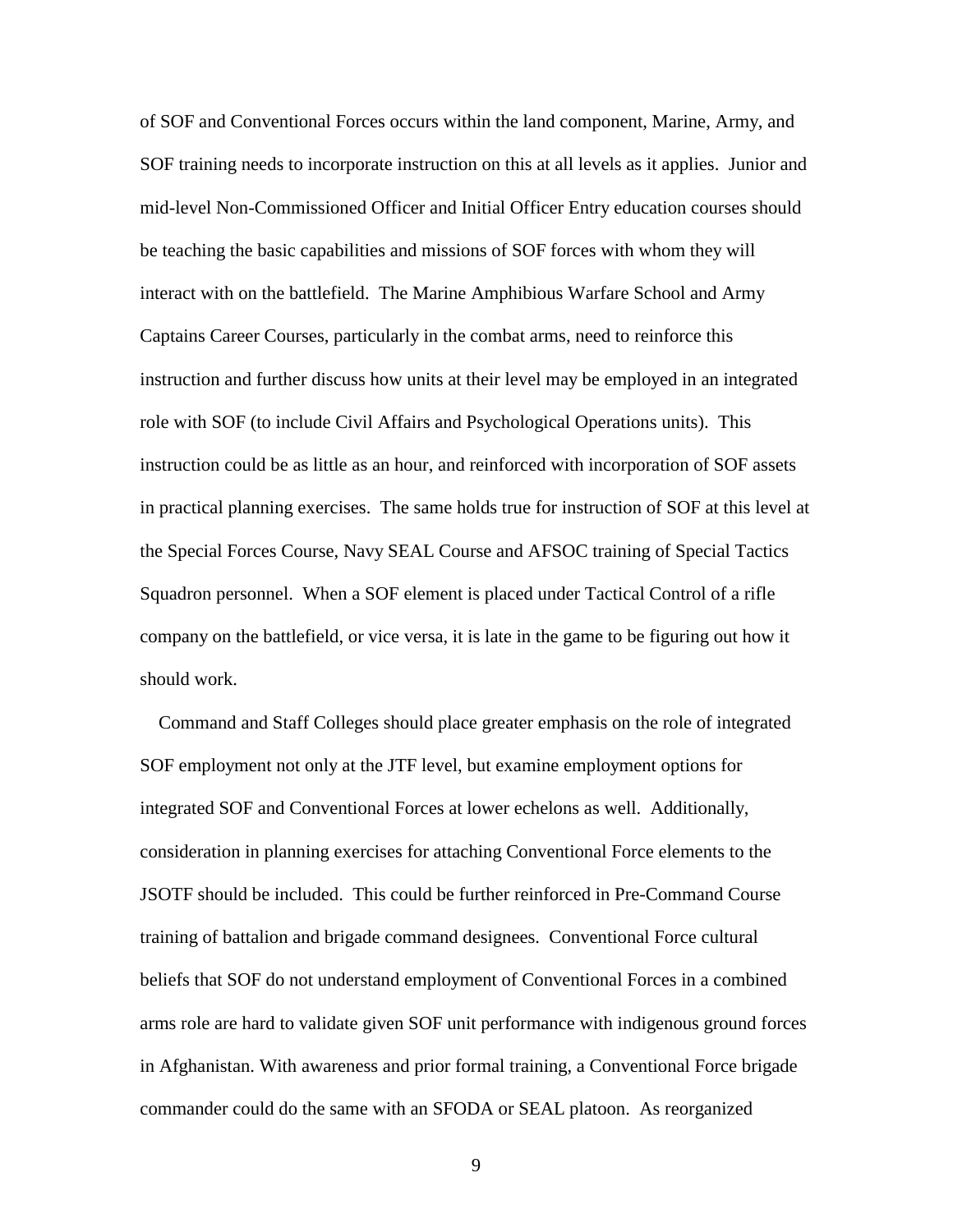of SOF and Conventional Forces occurs within the land component, Marine, Army, and SOF training needs to incorporate instruction on this at all levels as it applies. Junior and mid-level Non-Commissioned Officer and Initial Officer Entry education courses should be teaching the basic capabilities and missions of SOF forces with whom they will interact with on the battlefield. The Marine Amphibious Warfare School and Army Captains Career Courses, particularly in the combat arms, need to reinforce this instruction and further discuss how units at their level may be employed in an integrated role with SOF (to include Civil Affairs and Psychological Operations units). This instruction could be as little as an hour, and reinforced with incorporation of SOF assets in practical planning exercises. The same holds true for instruction of SOF at this level at the Special Forces Course, Navy SEAL Course and AFSOC training of Special Tactics Squadron personnel. When a SOF element is placed under Tactical Control of a rifle company on the battlefield, or vice versa, it is late in the game to be figuring out how it should work.

Command and Staff Colleges should place greater emphasis on the role of integrated SOF employment not only at the JTF level, but examine employment options for integrated SOF and Conventional Forces at lower echelons as well. Additionally, consideration in planning exercises for attaching Conventional Force elements to the JSOTF should be included. This could be further reinforced in Pre-Command Course training of battalion and brigade command designees. Conventional Force cultural beliefs that SOF do not understand employment of Conventional Forces in a combined arms role are hard to validate given SOF unit performance with indigenous ground forces in Afghanistan. With awareness and prior formal training, a Conventional Force brigade commander could do the same with an SFODA or SEAL platoon. As reorganized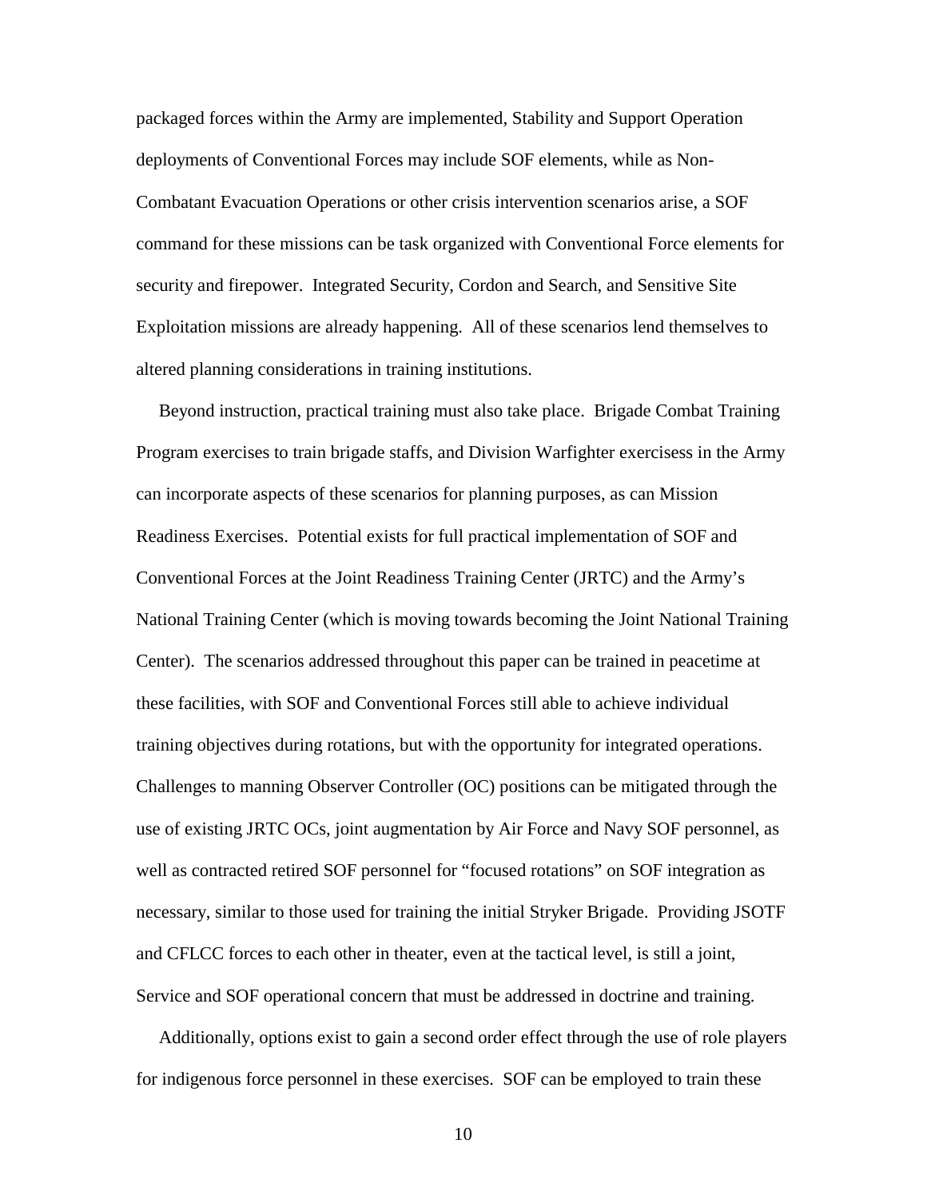packaged forces within the Army are implemented, Stability and Support Operation deployments of Conventional Forces may include SOF elements, while as Non-Combatant Evacuation Operations or other crisis intervention scenarios arise, a SOF command for these missions can be task organized with Conventional Force elements for security and firepower. Integrated Security, Cordon and Search, and Sensitive Site Exploitation missions are already happening. All of these scenarios lend themselves to altered planning considerations in training institutions.

Beyond instruction, practical training must also take place. Brigade Combat Training Program exercises to train brigade staffs, and Division Warfighter exercisess in the Army can incorporate aspects of these scenarios for planning purposes, as can Mission Readiness Exercises. Potential exists for full practical implementation of SOF and Conventional Forces at the Joint Readiness Training Center (JRTC) and the Army's National Training Center (which is moving towards becoming the Joint National Training Center). The scenarios addressed throughout this paper can be trained in peacetime at these facilities, with SOF and Conventional Forces still able to achieve individual training objectives during rotations, but with the opportunity for integrated operations. Challenges to manning Observer Controller (OC) positions can be mitigated through the use of existing JRTC OCs, joint augmentation by Air Force and Navy SOF personnel, as well as contracted retired SOF personnel for "focused rotations" on SOF integration as necessary, similar to those used for training the initial Stryker Brigade. Providing JSOTF and CFLCC forces to each other in theater, even at the tactical level, is still a joint, Service and SOF operational concern that must be addressed in doctrine and training.

Additionally, options exist to gain a second order effect through the use of role players for indigenous force personnel in these exercises. SOF can be employed to train these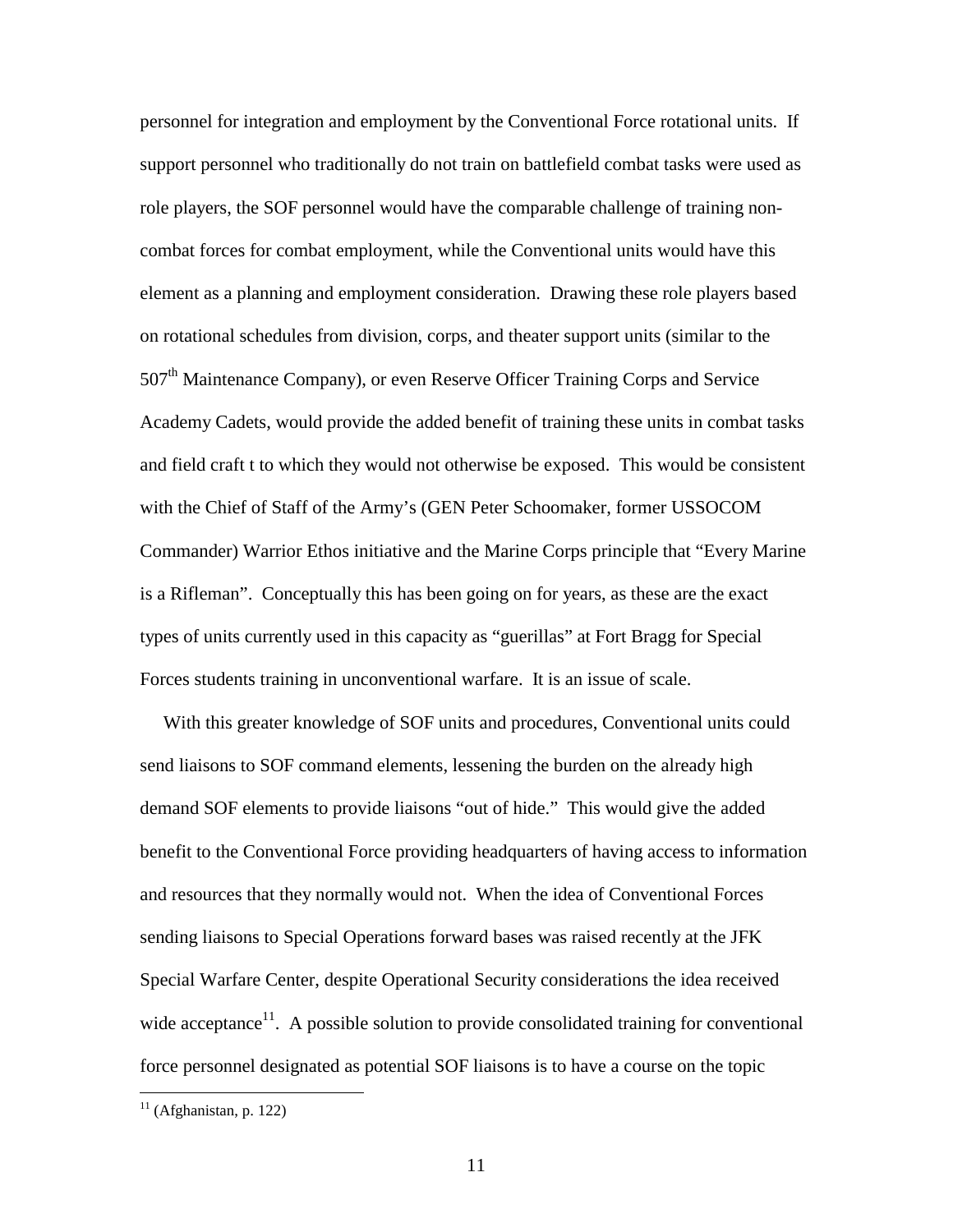personnel for integration and employment by the Conventional Force rotational units. If support personnel who traditionally do not train on battlefield combat tasks were used as role players, the SOF personnel would have the comparable challenge of training non-combat forces for combat employment, while the Conventional units would have this element as a planning and employment consideration. Drawing these role players based on rotational schedules from division, corps, and theater support units (similar to the 507th Maintenance Company), or even Reserve Officer Training Corps and Service Academy Cadets, would provide the added benefit of training these units in combat tasks and field craft t to which they would not otherwise be exposed. This would be consistent with the Chief of Staff of the Army's (GEN Peter Schoomaker, former USSOCOM Commander) Warrior Ethos initiative and the Marine Corps principle that "Every Marine is a Rifleman". Conceptually this has been going on for years, as these are the exact types of units currently used in this capacity as "guerillas" at Fort Bragg for Special Forces students training in unconventional warfare. It is an issue of scale.

With this greater knowledge of SOF units and procedures, Conventional units could send liaisons to SOF command elements, lessening the burden on the already high demand SOF elements to provide liaisons "out of hide." This would give the added benefit to the Conventional Force providing headquarters of having access to information and resources that they normally would not. When the idea of Conventional Forces sending liaisons to Special Operations forward bases was raised recently at the JFK Special Warfare Center, despite Operational Security considerations the idea received wide acceptance[11]. A possible solution to provide consolidated training for conventional force personnel designated as potential SOF liaisons is to have a course on the topic

[11] (Afghanistan, p. 122)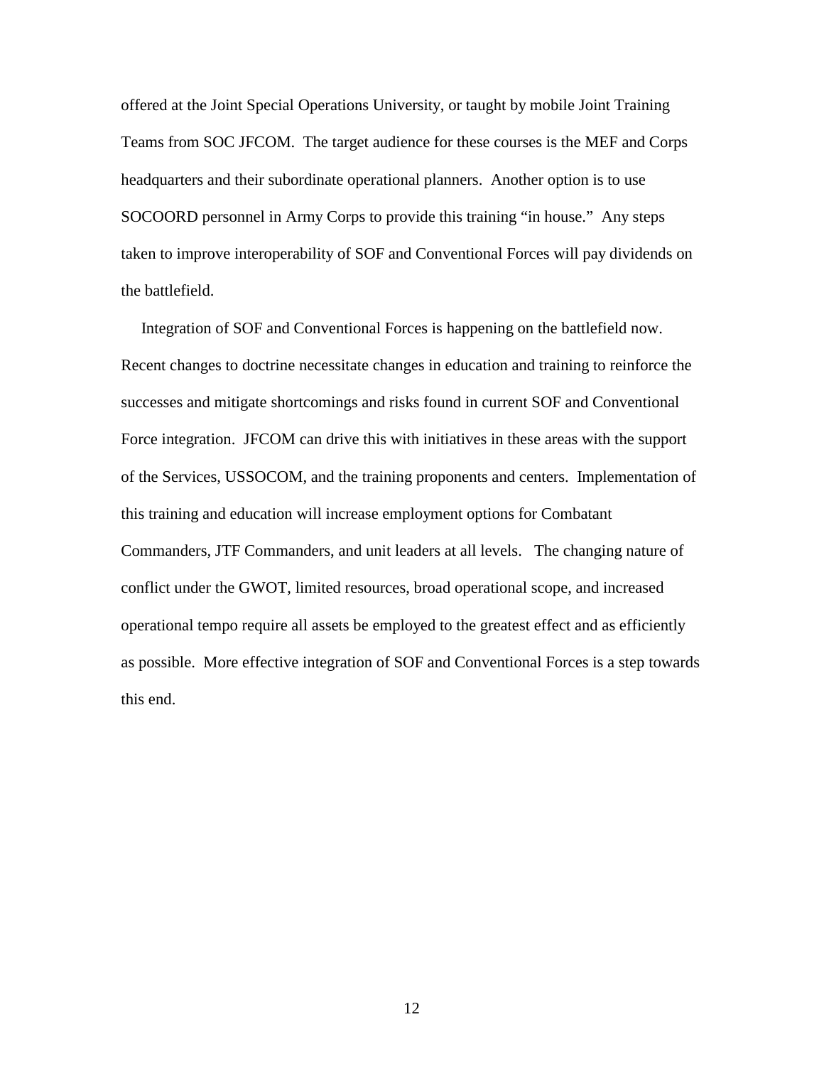offered at the Joint Special Operations University, or taught by mobile Joint Training Teams from SOC JFCOM. The target audience for these courses is the MEF and Corps headquarters and their subordinate operational planners. Another option is to use SOCOORD personnel in Army Corps to provide this training "in house." Any steps taken to improve interoperability of SOF and Conventional Forces will pay dividends on the battlefield.

Integration of SOF and Conventional Forces is happening on the battlefield now. Recent changes to doctrine necessitate changes in education and training to reinforce the successes and mitigate shortcomings and risks found in current SOF and Conventional Force integration. JFCOM can drive this with initiatives in these areas with the support of the Services, USSOCOM, and the training proponents and centers. Implementation of this training and education will increase employment options for Combatant Commanders, JTF Commanders, and unit leaders at all levels. The changing nature of conflict under the GWOT, limited resources, broad operational scope, and increased operational tempo require all assets be employed to the greatest effect and as efficiently as possible. More effective integration of SOF and Conventional Forces is a step towards this end.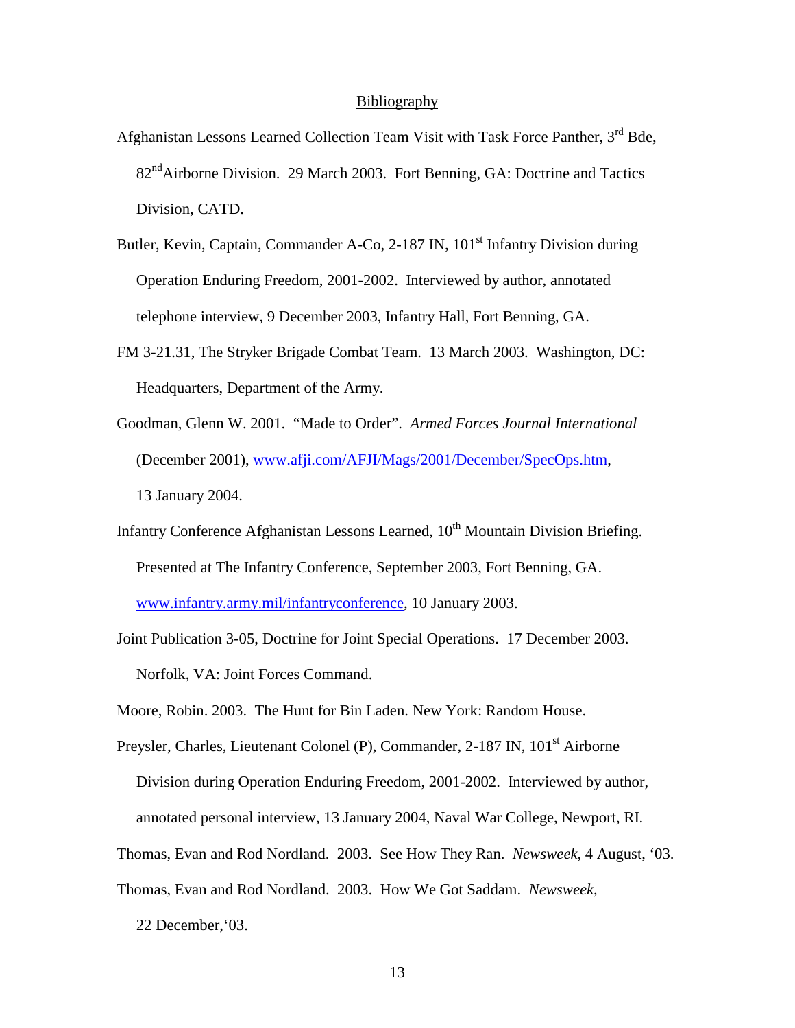## Bibliography

Afghanistan Lessons Learned Collection Team Visit with Task Force Panther, 3rd Bde, 82nd Airborne Division. 29 March 2003. Fort Benning, GA: Doctrine and Tactics Division, CATD.

Butler, Kevin, Captain, Commander A-Co, 2-187 IN, 101st Infantry Division during Operation Enduring Freedom, 2001-2002. Interviewed by author, annotated telephone interview, 9 December 2003, Infantry Hall, Fort Benning, GA.

FM 3-21.31, The Stryker Brigade Combat Team. 13 March 2003. Washington, DC: Headquarters, Department of the Army.

Goodman, Glenn W. 2001. "Made to Order". *Armed Forces Journal International* (December 2001), www.afji.com/AFJI/Mags/2001/December/SpecOps.htm, 13 January 2004.

Infantry Conference Afghanistan Lessons Learned, 10th Mountain Division Briefing. Presented at The Infantry Conference, September 2003, Fort Benning, GA. www.infantry.army.mil/infantryconference, 10 January 2003.

Joint Publication 3-05, Doctrine for Joint Special Operations. 17 December 2003. Norfolk, VA: Joint Forces Command.

Moore, Robin. 2003. The Hunt for Bin Laden. New York: Random House.

Preysler, Charles, Lieutenant Colonel (P), Commander, 2-187 IN, 101st Airborne Division during Operation Enduring Freedom, 2001-2002. Interviewed by author, annotated personal interview, 13 January 2004, Naval War College, Newport, RI.

Thomas, Evan and Rod Nordland. 2003. See How They Ran. *Newsweek*, 4 August, '03.

Thomas, Evan and Rod Nordland. 2003. How We Got Saddam. *Newsweek*, 22 December,'03.